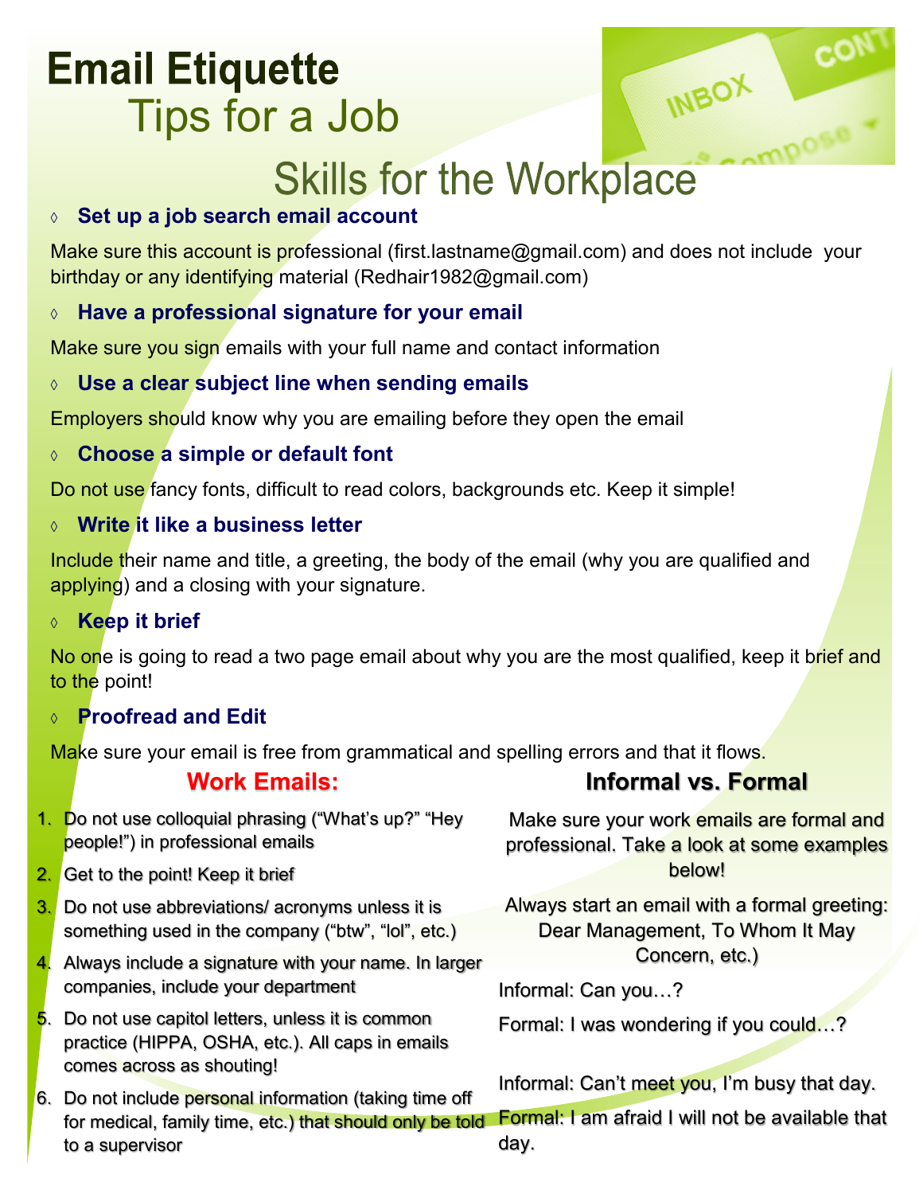# Email Etiquette

## Tips for a Job

## Skills for the Workplace

- **Set up a job search email account**

Make sure this account is professional (first.lastname@gmail.com) and does not include your birthday or any identifying material (Redhair1982@gmail.com)

- **Have a professional signature for your email**

Make sure you sign emails with your full name and contact information

- **Use a clear subject line when sending emails**

Employers should know why you are emailing before they open the email

- **Choose a simple or default font**

Do not use fancy fonts, difficult to read colors, backgrounds etc. Keep it simple!

- **Write it like a business letter**

Include their name and title, a greeting, the body of the email (why you are qualified and applying) and a closing with your signature.

- **Keep it brief**

No one is going to read a two page email about why you are the most qualified, keep it brief and to the point!

- **Proofread and Edit**

Make sure your email is free from grammatical and spelling errors and that it flows.

### Work Emails:

1. Do not use colloquial phrasing ("What's up?" "Hey people!") in professional emails
2. Get to the point! Keep it brief
3. Do not use abbreviations/ acronyms unless it is something used in the company ("btw", "lol", etc.)
4. Always include a signature with your name. In larger companies, include your department
5. Do not use capitol letters, unless it is common practice (HIPPA, OSHA, etc.). All caps in emails comes across as shouting!
6. Do not include personal information (taking time off for medical, family time, etc.) that should only be told to a supervisor

### Informal vs. Formal

Make sure your work emails are formal and professional. Take a look at some examples below!

Always start an email with a formal greeting: Dear Management, To Whom It May Concern, etc.)

Informal: Can you…?

Formal: I was wondering if you could…?

Informal: Can't meet you, I'm busy that day.

Formal: I am afraid I will not be available that day.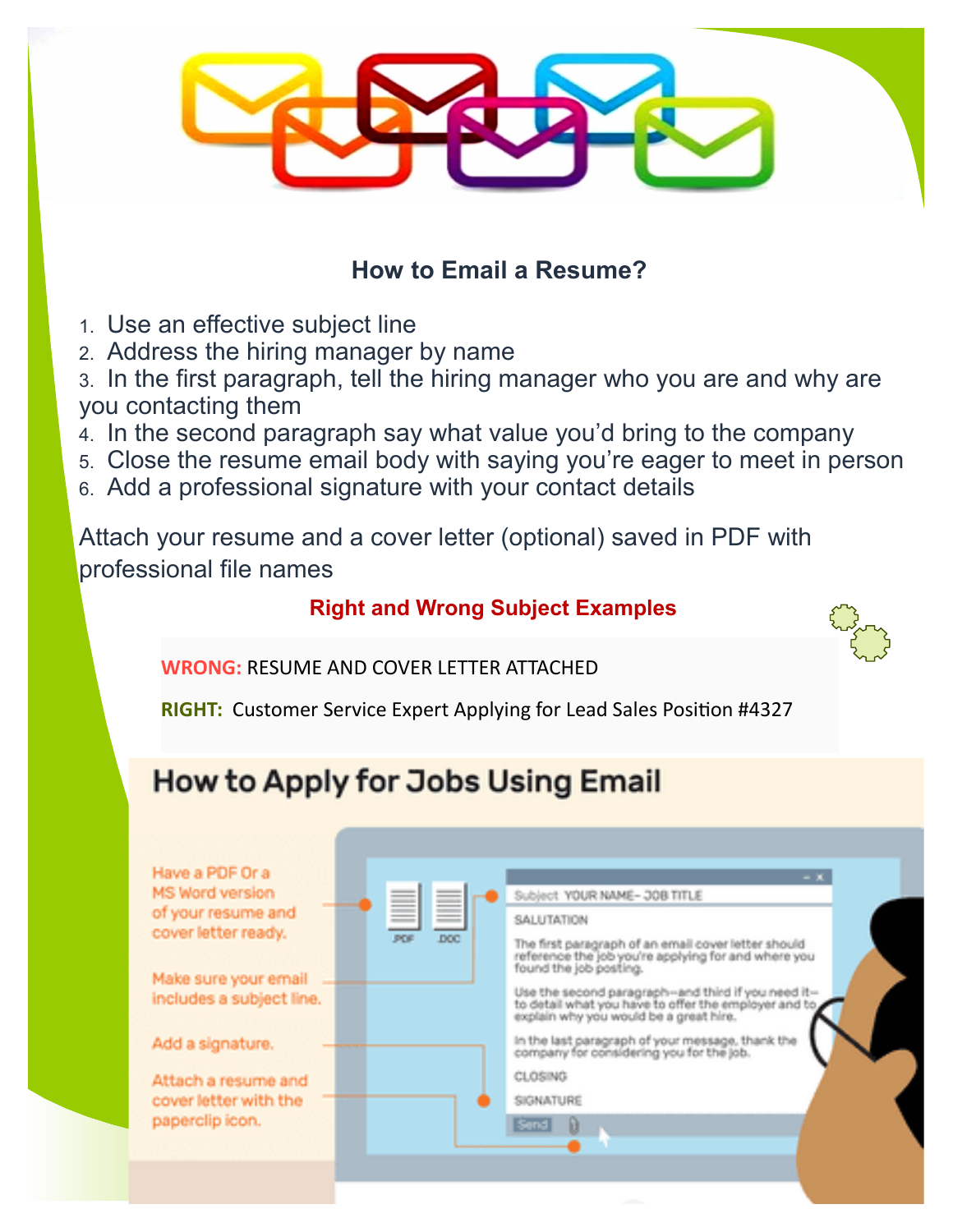## How to Email a Resume?

1. Use an effective subject line
2. Address the hiring manager by name
3. In the first paragraph, tell the hiring manager who you are and why are you contacting them
4. In the second paragraph say what value you'd bring to the company
5. Close the resume email body with saying you're eager to meet in person
6. Add a professional signature with your contact details

Attach your resume and a cover letter (optional) saved in PDF with professional file names

**Right and Wrong Subject Examples**

**WRONG:** RESUME AND COVER LETTER ATTACHED

**RIGHT:** Customer Service Expert Applying for Lead Sales Position #4327

## How to Apply for Jobs Using Email

Have a PDF Or a MS Word version of your resume and cover letter ready.

Make sure your email includes a subject line.

Add a signature.

Attach a resume and cover letter with the paperclip icon.

PDF

DOC

Subject YOUR NAME– JOB TITLE

SALUTATION

The first paragraph of an email cover letter should reference the job you're applying for and where you found the job posting.

Use the second paragraph—and third if you need it—to detail what you have to offer the employer and to explain why you would be a great hire.

In the last paragraph of your message, thank the company for considering you for the job.

CLOSING

SIGNATURE

Send